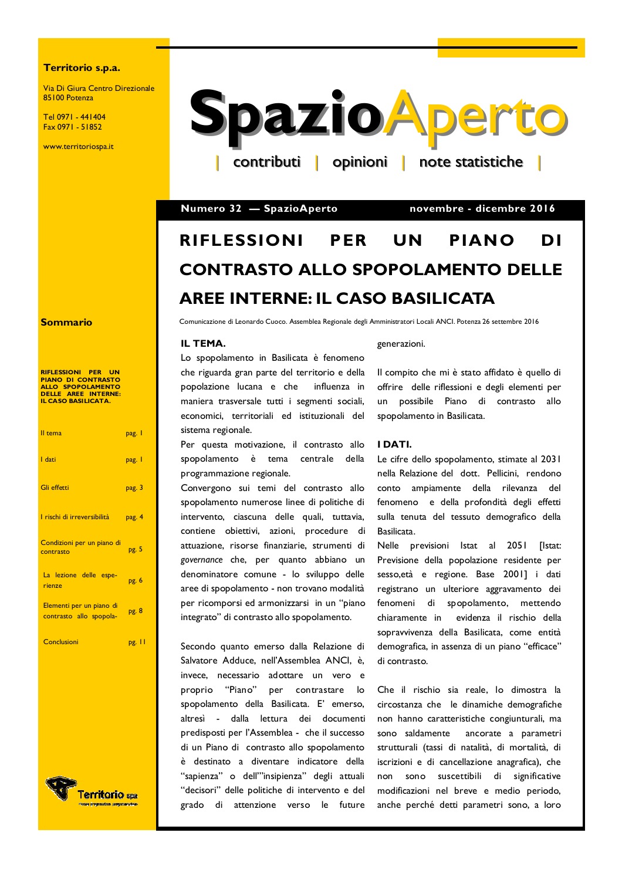**Territorio s.p.a.**

Via Di Giura Centro Direzionale
85100 Potenza

Tel 0971 - 441404
Fax 0971 - 51852

www.territoriospa.it

# SpazioAperto

| contributi | opinioni | note statistiche |

**Numero 32 — SpazioAperto** **novembre - dicembre 2016**

**Sommario**

**RIFLESSIONI PER UN PIANO DI CONTRASTO ALLO SPOPOLAMENTO DELLE AREE INTERNE: IL CASO BASILICATA.**

| | |
|---|---|
| Il tema | pag. 1 |
| I dati | pag. 1 |
| Gli effetti | pag. 3 |
| I rischi di irreversibilità | pag. 4 |
| Condizioni per un piano di contrasto | pg. 5 |
| La lezione delle esperienze | pg. 6 |
| Elementi per un piano di contrasto allo spopola- | pg. 8 |
| Conclusioni | pg. 11 |

## RIFLESSIONI PER UN PIANO DI CONTRASTO ALLO SPOPOLAMENTO DELLE AREE INTERNE: IL CASO BASILICATA

Comunicazione di Leonardo Cuoco. Assemblea Regionale degli Amministratori Locali ANCI. Potenza 26 settembre 2016

### IL TEMA.

Lo spopolamento in Basilicata è fenomeno che riguarda gran parte del territorio e della popolazione lucana e che influenza in maniera trasversale tutti i segmenti sociali, economici, territoriali ed istituzionali del sistema regionale.

Per questa motivazione, il contrasto allo spopolamento è tema centrale della programmazione regionale.

Convergono sui temi del contrasto allo spopolamento numerose linee di politiche di intervento, ciascuna delle quali, tuttavia, contiene obiettivi, azioni, procedure di attuazione, risorse finanziarie, strumenti di *governance* che, per quanto abbiano un denominatore comune - lo sviluppo delle aree di spopolamento - non trovano modalità per ricomporsi ed armonizzarsi in un "piano integrato" di contrasto allo spopolamento.

Secondo quanto emerso dalla Relazione di Salvatore Adduce, nell'Assemblea ANCI, è, invece, necessario adottare un vero e proprio "Piano" per contrastare lo spopolamento della Basilicata. E' emerso, altresì - dalla lettura dei documenti predisposti per l'Assemblea - che il successo di un Piano di contrasto allo spopolamento è destinato a diventare indicatore della "sapienza" o dell'"insipienza" degli attuali "decisori" delle politiche di intervento e del grado di attenzione verso le future generazioni.

Il compito che mi è stato affidato è quello di offrire delle riflessioni e degli elementi per un possibile Piano di contrasto allo spopolamento in Basilicata.

### I DATI.

Le cifre dello spopolamento, stimate al 2031 nella Relazione del dott. Pellicini, rendono conto ampiamente della rilevanza del fenomeno e della profondità degli effetti sulla tenuta del tessuto demografico della Basilicata.

Nelle previsioni Istat al 2051 [Istat: Previsione della popolazione residente per sesso,età e regione. Base 2001] i dati registrano un ulteriore aggravamento dei fenomeni di spopolamento, mettendo chiaramente in evidenza il rischio della sopravvivenza della Basilicata, come entità demografica, in assenza di un piano "efficace" di contrasto.

Che il rischio sia reale, lo dimostra la circostanza che le dinamiche demografiche non hanno caratteristiche congiunturali, ma sono saldamente ancorate a parametri strutturali (tassi di natalità, di mortalità, di iscrizioni e di cancellazione anagrafica), che non sono suscettibili di significative modificazioni nel breve e medio periodo, anche perché detti parametri sono, a loro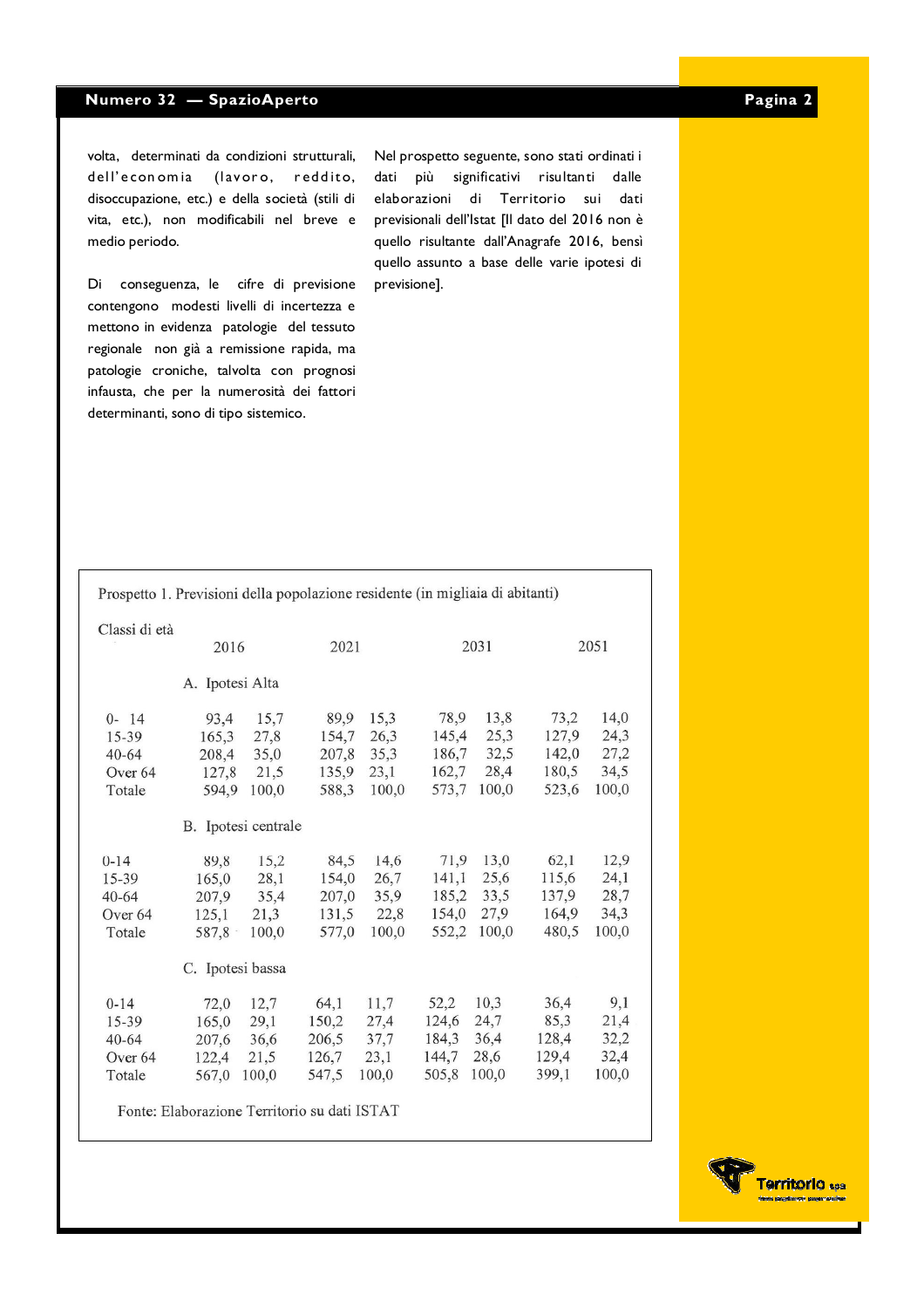volta, determinati da condizioni strutturali, dell'economia (lavoro, reddito, disoccupazione, etc.) e della società (stili di vita, etc.), non modificabili nel breve e medio periodo.

Di conseguenza, le cifre di previsione contengono modesti livelli di incertezza e mettono in evidenza patologie del tessuto regionale non già a remissione rapida, ma patologie croniche, talvolta con prognosi infausta, che per la numerosità dei fattori determinanti, sono di tipo sistemico.

Nel prospetto seguente, sono stati ordinati i dati più significativi risultanti dalle elaborazioni di Territorio sui dati previsionali dell'Istat [Il dato del 2016 non è quello risultante dall'Anagrafe 2016, bensì quello assunto a base delle varie ipotesi di previsione].

Prospetto 1. Previsioni della popolazione residente (in migliaia di abitanti)

| Classi di età | 2016 | | 2021 | | 2031 | | 2051 | |
|---|---|---|---|---|---|---|---|---|
| **A. Ipotesi Alta** | | | | | | | | |
| 0- 14 | 93,4 | 15,7 | 89,9 | 15,3 | 78,9 | 13,8 | 73,2 | 14,0 |
| 15-39 | 165,3 | 27,8 | 154,7 | 26,3 | 145,4 | 25,3 | 127,9 | 24,3 |
| 40-64 | 208,4 | 35,0 | 207,8 | 35,3 | 186,7 | 32,5 | 142,0 | 27,2 |
| Over 64 | 127,8 | 21,5 | 135,9 | 23,1 | 162,7 | 28,4 | 180,5 | 34,5 |
| Totale | 594,9 | 100,0 | 588,3 | 100,0 | 573,7 | 100,0 | 523,6 | 100,0 |
| **B. Ipotesi centrale** | | | | | | | | |
| 0-14 | 89,8 | 15,2 | 84,5 | 14,6 | 71,9 | 13,0 | 62,1 | 12,9 |
| 15-39 | 165,0 | 28,1 | 154,0 | 26,7 | 141,1 | 25,6 | 115,6 | 24,1 |
| 40-64 | 207,9 | 35,4 | 207,0 | 35,9 | 185,2 | 33,5 | 137,9 | 28,7 |
| Over 64 | 125,1 | 21,3 | 131,5 | 22,8 | 154,0 | 27,9 | 164,9 | 34,3 |
| Totale | 587,8 | 100,0 | 577,0 | 100,0 | 552,2 | 100,0 | 480,5 | 100,0 |
| **C. Ipotesi bassa** | | | | | | | | |
| 0-14 | 72,0 | 12,7 | 64,1 | 11,7 | 52,2 | 10,3 | 36,4 | 9,1 |
| 15-39 | 165,0 | 29,1 | 150,2 | 27,4 | 124,6 | 24,7 | 85,3 | 21,4 |
| 40-64 | 207,6 | 36,6 | 206,5 | 37,7 | 184,3 | 36,4 | 128,4 | 32,2 |
| Over 64 | 122,4 | 21,5 | 126,7 | 23,1 | 144,7 | 28,6 | 129,4 | 32,4 |
| Totale | 567,0 | 100,0 | 547,5 | 100,0 | 505,8 | 100,0 | 399,1 | 100,0 |

Fonte: Elaborazione Territorio su dati ISTAT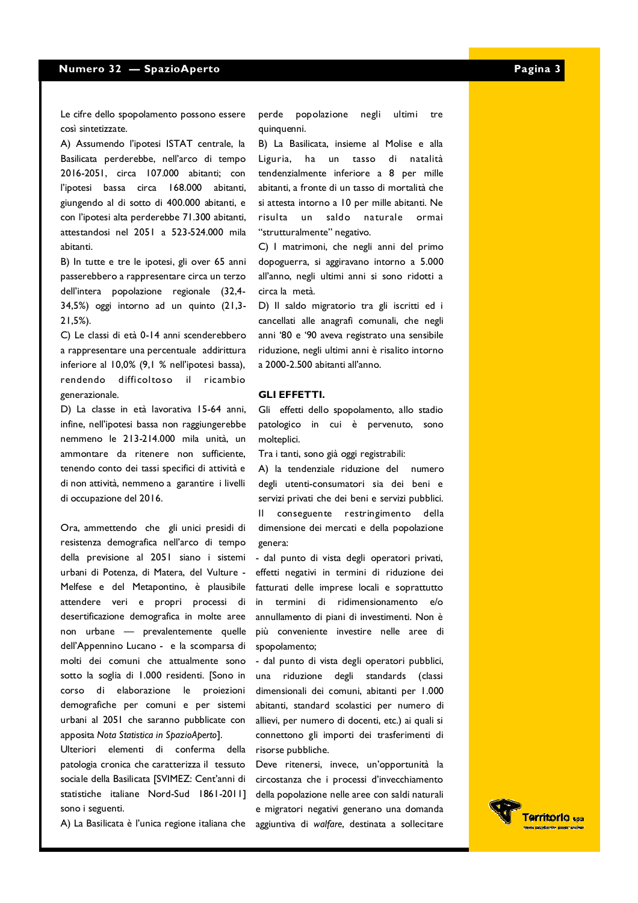Le cifre dello spopolamento possono essere così sintetizzate.

A) Assumendo l'ipotesi ISTAT centrale, la Basilicata perderebbe, nell'arco di tempo 2016-2051, circa 107.000 abitanti; con l'ipotesi bassa circa 168.000 abitanti, giungendo al di sotto di 400.000 abitanti, e con l'ipotesi alta perderebbe 71.300 abitanti, attestandosi nel 2051 a 523-524.000 mila abitanti.

B) In tutte e tre le ipotesi, gli over 65 anni passerebbero a rappresentare circa un terzo dell'intera popolazione regionale (32,4-34,5%) oggi intorno ad un quinto (21,3-21,5%).

C) Le classi di età 0-14 anni scenderebbero a rappresentare una percentuale addirittura inferiore al 10,0% (9,1 % nell'ipotesi bassa), rendendo difficoltoso il ricambio generazionale.

D) La classe in età lavorativa 15-64 anni, infine, nell'ipotesi bassa non raggiungerebbe nemmeno le 213-214.000 mila unità, un ammontare da ritenere non sufficiente, tenendo conto dei tassi specifici di attività e di non attività, nemmeno a garantire i livelli di occupazione del 2016.

Ora, ammettendo che gli unici presidi di resistenza demografica nell'arco di tempo della previsione al 2051 siano i sistemi urbani di Potenza, di Matera, del Vulture - Melfese e del Metapontino, è plausibile attendere veri e propri processi di desertificazione demografica in molte aree non urbane — prevalentemente quelle dell'Appennino Lucano - e la scomparsa di molti dei comuni che attualmente sono sotto la soglia di 1.000 residenti. [Sono in corso di elaborazione le proiezioni demografiche per comuni e per sistemi urbani al 2051 che saranno pubblicate con apposita *Nota Statistica in SpazioAperto*].

Ulteriori elementi di conferma della patologia cronica che caratterizza il tessuto sociale della Basilicata [SVIMEZ: Cent'anni di statistiche italiane Nord-Sud 1861-2011] sono i seguenti.

A) La Basilicata è l'unica regione italiana che perde popolazione negli ultimi tre quinquenni.

B) La Basilicata, insieme al Molise e alla Liguria, ha un tasso di natalità tendenzialmente inferiore a 8 per mille abitanti, a fronte di un tasso di mortalità che si attesta intorno a 10 per mille abitanti. Ne risulta un saldo naturale ormai "strutturalmente" negativo.

C) I matrimoni, che negli anni del primo dopoguerra, si aggiravano intorno a 5.000 all'anno, negli ultimi anni si sono ridotti a circa la metà.

D) Il saldo migratorio tra gli iscritti ed i cancellati alle anagrafi comunali, che negli anni '80 e '90 aveva registrato una sensibile riduzione, negli ultimi anni è risalito intorno a 2000-2.500 abitanti all'anno.

## GLI EFFETTI.

Gli effetti dello spopolamento, allo stadio patologico in cui è pervenuto, sono molteplici.

Tra i tanti, sono già oggi registrabili:

A) la tendenziale riduzione del numero degli utenti-consumatori sia dei beni e servizi privati che dei beni e servizi pubblici.

Il conseguente restringimento della dimensione dei mercati e della popolazione genera:

- dal punto di vista degli operatori privati, effetti negativi in termini di riduzione dei fatturati delle imprese locali e soprattutto in termini di ridimensionamento e/o annullamento di piani di investimenti. Non è più conveniente investire nelle aree di spopolamento;
- dal punto di vista degli operatori pubblici, una riduzione degli standards (classi dimensionali dei comuni, abitanti per 1.000 abitanti, standard scolastici per numero di allievi, per numero di docenti, etc.) ai quali si connettono gli importi dei trasferimenti di risorse pubbliche.

Deve ritenersi, invece, un'opportunità la circostanza che i processi d'invecchiamento della popolazione nelle aree con saldi naturali e migratori negativi generano una domanda aggiuntiva di *walfare*, destinata a sollecitare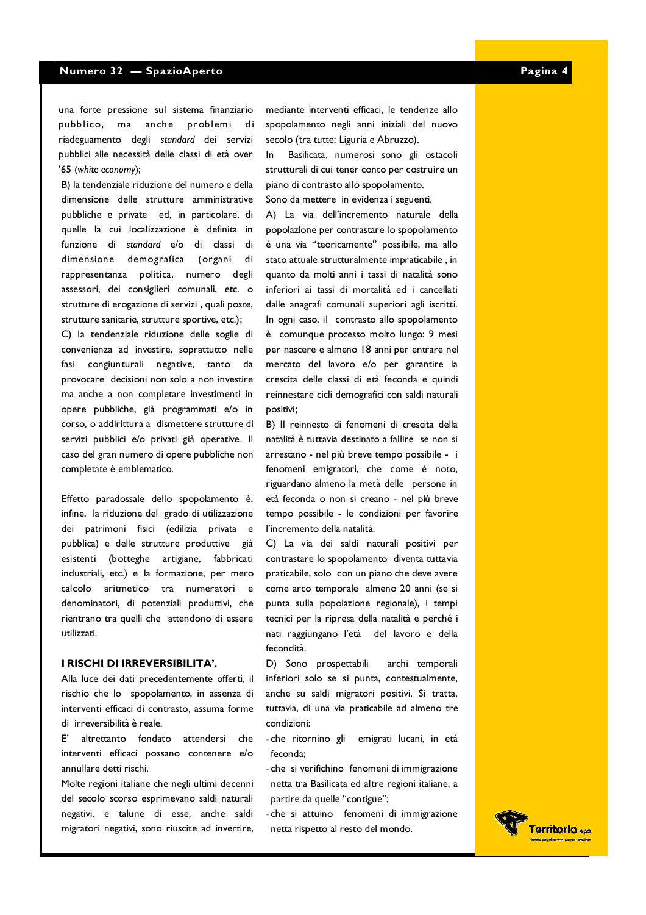una forte pressione sul sistema finanziario pubblico, ma anche problemi di riadeguamento degli *standard* dei servizi pubblici alle necessità delle classi di età over '65 (*white economy*);

B) la tendenziale riduzione del numero e della dimensione delle strutture amministrative pubbliche e private ed, in particolare, di quelle la cui localizzazione è definita in funzione di *standard* e/o di classi di dimensione demografica (organi di rappresentanza politica, numero degli assessori, dei consiglieri comunali, etc. o strutture di erogazione di servizi , quali poste, strutture sanitarie, strutture sportive, etc.);

C) la tendenziale riduzione delle soglie di convenienza ad investire, soprattutto nelle fasi congiunturali negative, tanto da provocare decisioni non solo a non investire ma anche a non completare investimenti in opere pubbliche, già programmati e/o in corso, o addirittura a dismettere strutture di servizi pubblici e/o privati già operative. Il caso del gran numero di opere pubbliche non completate è emblematico.

Effetto paradossale dello spopolamento è, infine, la riduzione del grado di utilizzazione dei patrimoni fisici (edilizia privata e pubblica) e delle strutture produttive già esistenti (botteghe artigiane, fabbricati industriali, etc.) e la formazione, per mero calcolo aritmetico tra numeratori e denominatori, di potenziali produttivi, che rientrano tra quelli che attendono di essere utilizzati.

**I RISCHI DI IRREVERSIBILITA'.**

Alla luce dei dati precedentemente offerti, il rischio che lo spopolamento, in assenza di interventi efficaci di contrasto, assuma forme di irreversibilità è reale.

E' altrettanto fondato attendersi che interventi efficaci possano contenere e/o annullare detti rischi.

Molte regioni italiane che negli ultimi decenni del secolo scorso esprimevano saldi naturali negativi, e talune di esse, anche saldi migratori negativi, sono riuscite ad invertire, mediante interventi efficaci, le tendenze allo spopolamento negli anni iniziali del nuovo secolo (tra tutte: Liguria e Abruzzo).

In Basilicata, numerosi sono gli ostacoli strutturali di cui tener conto per costruire un piano di contrasto allo spopolamento.

Sono da mettere in evidenza i seguenti.

A) La via dell'incremento naturale della popolazione per contrastare lo spopolamento è una via "teoricamente" possibile, ma allo stato attuale strutturalmente impraticabile , in quanto da molti anni i tassi di natalità sono inferiori ai tassi di mortalità ed i cancellati dalle anagrafi comunali superiori agli iscritti. In ogni caso, il contrasto allo spopolamento è comunque processo molto lungo: 9 mesi per nascere e almeno 18 anni per entrare nel mercato del lavoro e/o per garantire la crescita delle classi di età feconda e quindi reinnestare cicli demografici con saldi naturali positivi;

B) Il reinnesto di fenomeni di crescita della natalità è tuttavia destinato a fallire se non si arrestano - nel più breve tempo possibile - i fenomeni emigratori, che come è noto, riguardano almeno la metà delle persone in età feconda o non si creano - nel più breve tempo possibile - le condizioni per favorire l'incremento della natalità.

C) La via dei saldi naturali positivi per contrastare lo spopolamento diventa tuttavia praticabile, solo con un piano che deve avere come arco temporale almeno 20 anni (se si punta sulla popolazione regionale), i tempi tecnici per la ripresa della natalità e perché i nati raggiungano l'età del lavoro e della fecondità.

D) Sono prospettabili archi temporali inferiori solo se si punta, contestualmente, anche su saldi migratori positivi. Si tratta, tuttavia, di una via praticabile ad almeno tre condizioni:

- che ritornino gli emigrati lucani, in età feconda;
- che si verifichino fenomeni di immigrazione netta tra Basilicata ed altre regioni italiane, a partire da quelle "contigue";
- che si attuino fenomeni di immigrazione netta rispetto al resto del mondo.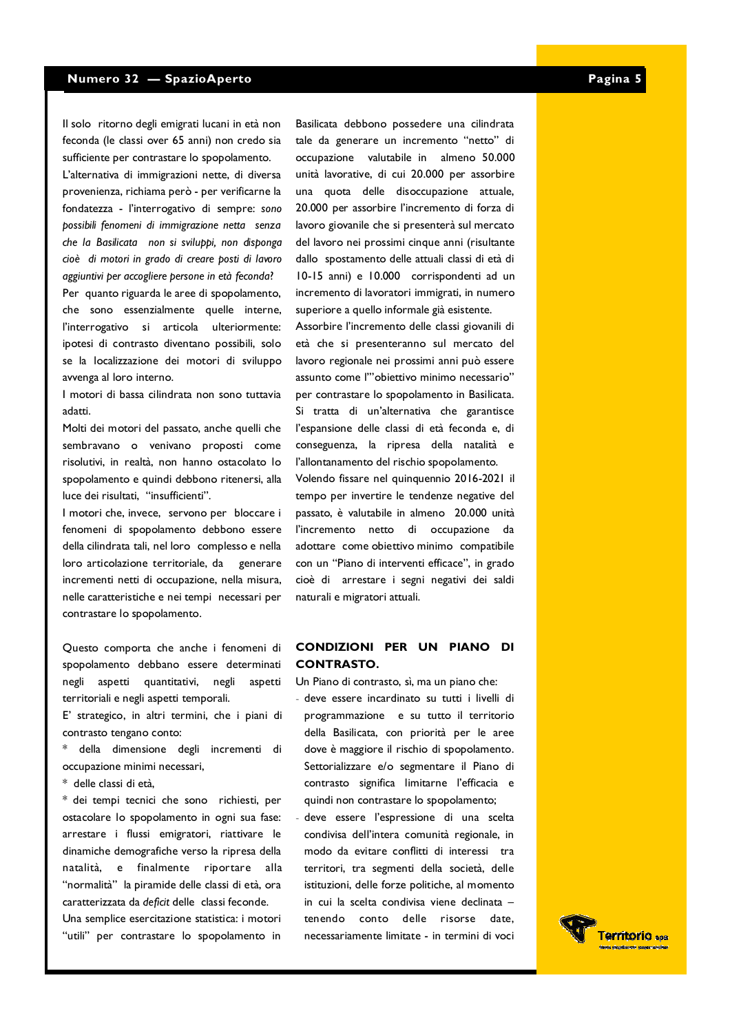Il solo ritorno degli emigrati lucani in età non feconda (le classi over 65 anni) non credo sia sufficiente per contrastare lo spopolamento.

L'alternativa di immigrazioni nette, di diversa provenienza, richiama però - per verificarne la fondatezza - l'interrogativo di sempre: *sono possibili fenomeni di immigrazione netta senza che la Basilicata non si sviluppi, non disponga cioè di motori in grado di creare posti di lavoro aggiuntivi per accogliere persone in età feconda?*

Per quanto riguarda le aree di spopolamento, che sono essenzialmente quelle interne, l'interrogativo si articola ulteriormente: ipotesi di contrasto diventano possibili, solo se la localizzazione dei motori di sviluppo avvenga al loro interno.

I motori di bassa cilindrata non sono tuttavia adatti.

Molti dei motori del passato, anche quelli che sembravano o venivano proposti come risolutivi, in realtà, non hanno ostacolato lo spopolamento e quindi debbono ritenersi, alla luce dei risultati, "insufficienti".

I motori che, invece, servono per bloccare i fenomeni di spopolamento debbono essere della cilindrata tali, nel loro complesso e nella loro articolazione territoriale, da generare incrementi netti di occupazione, nella misura, nelle caratteristiche e nei tempi necessari per contrastare lo spopolamento.

Questo comporta che anche i fenomeni di spopolamento debbano essere determinati negli aspetti quantitativi, negli aspetti territoriali e negli aspetti temporali.

E' strategico, in altri termini, che i piani di contrasto tengano conto:

\* della dimensione degli incrementi di occupazione minimi necessari,

\* delle classi di età,

\* dei tempi tecnici che sono richiesti, per ostacolare lo spopolamento in ogni sua fase: arrestare i flussi emigratori, riattivare le dinamiche demografiche verso la ripresa della natalità, e finalmente riportare alla "normalità" la piramide delle classi di età, ora caratterizzata da *deficit* delle classi feconde.

Una semplice esercitazione statistica: i motori "utili" per contrastare lo spopolamento in Basilicata debbono possedere una cilindrata tale da generare un incremento "netto" di occupazione valutabile in almeno 50.000 unità lavorative, di cui 20.000 per assorbire una quota delle disoccupazione attuale, 20.000 per assorbire l'incremento di forza di lavoro giovanile che si presenterà sul mercato del lavoro nei prossimi cinque anni (risultante dallo spostamento delle attuali classi di età di 10-15 anni) e 10.000 corrispondenti ad un incremento di lavoratori immigrati, in numero superiore a quello informale già esistente.

Assorbire l'incremento delle classi giovanili di età che si presenteranno sul mercato del lavoro regionale nei prossimi anni può essere assunto come l'"obiettivo minimo necessario" per contrastare lo spopolamento in Basilicata. Si tratta di un'alternativa che garantisce l'espansione delle classi di età feconda e, di conseguenza, la ripresa della natalità e l'allontanamento del rischio spopolamento.

Volendo fissare nel quinquennio 2016-2021 il tempo per invertire le tendenze negative del passato, è valutabile in almeno 20.000 unità l'incremento netto di occupazione da adottare come obiettivo minimo compatibile con un "Piano di interventi efficace", in grado cioè di arrestare i segni negativi dei saldi naturali e migratori attuali.

## CONDIZIONI PER UN PIANO DI CONTRASTO.

Un Piano di contrasto, sì, ma un piano che:

- deve essere incardinato su tutti i livelli di programmazione e su tutto il territorio della Basilicata, con priorità per le aree dove è maggiore il rischio di spopolamento. Settorializzare e/o segmentare il Piano di contrasto significa limitarne l'efficacia e quindi non contrastare lo spopolamento;
- deve essere l'espressione di una scelta condivisa dell'intera comunità regionale, in modo da evitare conflitti di interessi tra territori, tra segmenti della società, delle istituzioni, delle forze politiche, al momento in cui la scelta condivisa viene declinata – tenendo conto delle risorse date, necessariamente limitate - in termini di voci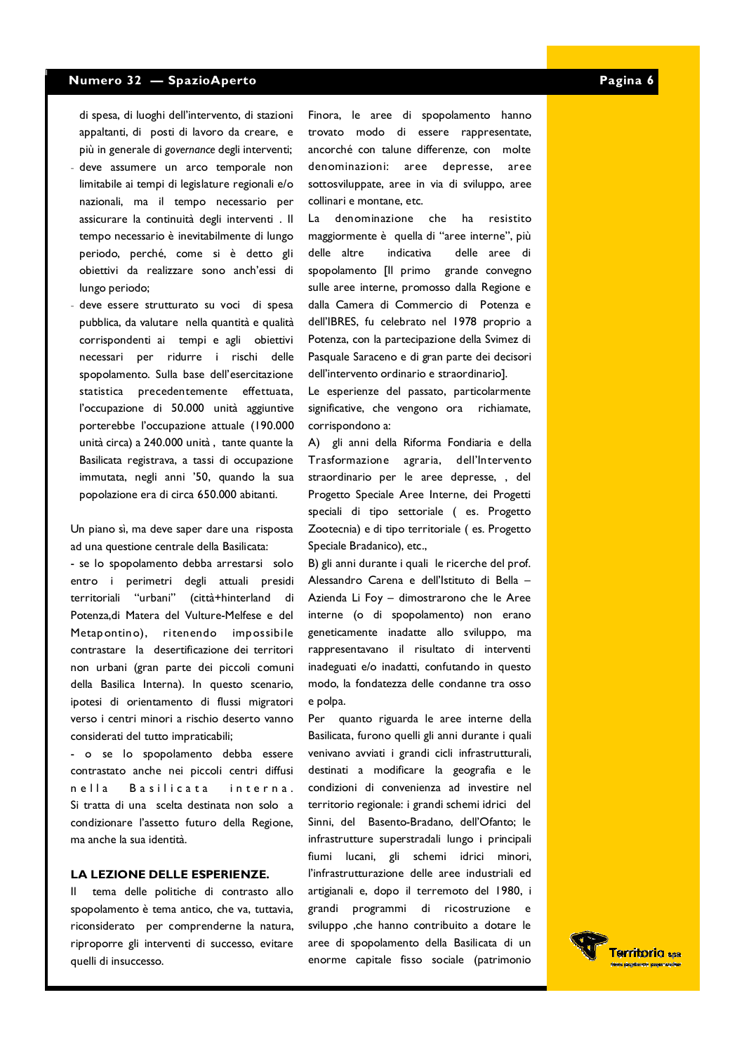di spesa, di luoghi dell'intervento, di stazioni appaltanti, di posti di lavoro da creare, e più in generale di *governance* degli interventi;

- deve assumere un arco temporale non limitabile ai tempi di legislature regionali e/o nazionali, ma il tempo necessario per assicurare la continuità degli interventi . Il tempo necessario è inevitabilmente di lungo periodo, perché, come si è detto gli obiettivi da realizzare sono anch'essi di lungo periodo;
- deve essere strutturato su voci di spesa pubblica, da valutare nella quantità e qualità corrispondenti ai tempi e agli obiettivi necessari per ridurre i rischi delle spopolamento. Sulla base dell'esercitazione statistica precedentemente effettuata, l'occupazione di 50.000 unità aggiuntive porterebbe l'occupazione attuale (190.000 unità circa) a 240.000 unità , tante quante la Basilicata registrava, a tassi di occupazione immutata, negli anni '50, quando la sua popolazione era di circa 650.000 abitanti.

Un piano sì, ma deve saper dare una risposta ad una questione centrale della Basilicata:

- se lo spopolamento debba arrestarsi solo entro i perimetri degli attuali presidi territoriali "urbani" (città+hinterland di Potenza,di Matera del Vulture-Melfese e del Metapontino), ritenendo impossibile contrastare la desertificazione dei territori non urbani (gran parte dei piccoli comuni della Basilica Interna). In questo scenario, ipotesi di orientamento di flussi migratori verso i centri minori a rischio deserto vanno considerati del tutto impraticabili;
- o se lo spopolamento debba essere contrastato anche nei piccoli centri diffusi nella Basilicata interna.

Si tratta di una scelta destinata non solo a condizionare l'assetto futuro della Regione, ma anche la sua identità.

**LA LEZIONE DELLE ESPERIENZE.**

Il tema delle politiche di contrasto allo spopolamento è tema antico, che va, tuttavia, riconsiderato per comprenderne la natura, riproporre gli interventi di successo, evitare quelli di insuccesso.

Finora, le aree di spopolamento hanno trovato modo di essere rappresentate, ancorché con talune differenze, con molte denominazioni: aree depresse, aree sottosviluppate, aree in via di sviluppo, aree collinari e montane, etc.

La denominazione che ha resistito maggiormente è quella di "aree interne", più delle altre indicativa delle aree di spopolamento [Il primo grande convegno sulle aree interne, promosso dalla Regione e dalla Camera di Commercio di Potenza e dell'IBRES, fu celebrato nel 1978 proprio a Potenza, con la partecipazione della Svimez di Pasquale Saraceno e di gran parte dei decisori dell'intervento ordinario e straordinario].

Le esperienze del passato, particolarmente significative, che vengono ora richiamate, corrispondono a:

A) gli anni della Riforma Fondiaria e della Trasformazione agraria, dell'Intervento straordinario per le aree depresse, , del Progetto Speciale Aree Interne, dei Progetti speciali di tipo settoriale ( es. Progetto Zootecnia) e di tipo territoriale ( es. Progetto Speciale Bradanico), etc.,

B) gli anni durante i quali le ricerche del prof. Alessandro Carena e dell'Istituto di Bella – Azienda Li Foy – dimostrarono che le Aree interne (o di spopolamento) non erano geneticamente inadatte allo sviluppo, ma rappresentavano il risultato di interventi inadeguati e/o inadatti, confutando in questo modo, la fondatezza delle condanne tra osso e polpa.

Per quanto riguarda le aree interne della Basilicata, furono quelli gli anni durante i quali venivano avviati i grandi cicli infrastrutturali, destinati a modificare la geografia e le condizioni di convenienza ad investire nel territorio regionale: i grandi schemi idrici del Sinni, del Basento-Bradano, dell'Ofanto; le infrastrutture superstradali lungo i principali fiumi lucani, gli schemi idrici minori, l'infrastrutturazione delle aree industriali ed artigianali e, dopo il terremoto del 1980, i grandi programmi di ricostruzione e sviluppo ,che hanno contribuito a dotare le aree di spopolamento della Basilicata di un enorme capitale fisso sociale (patrimonio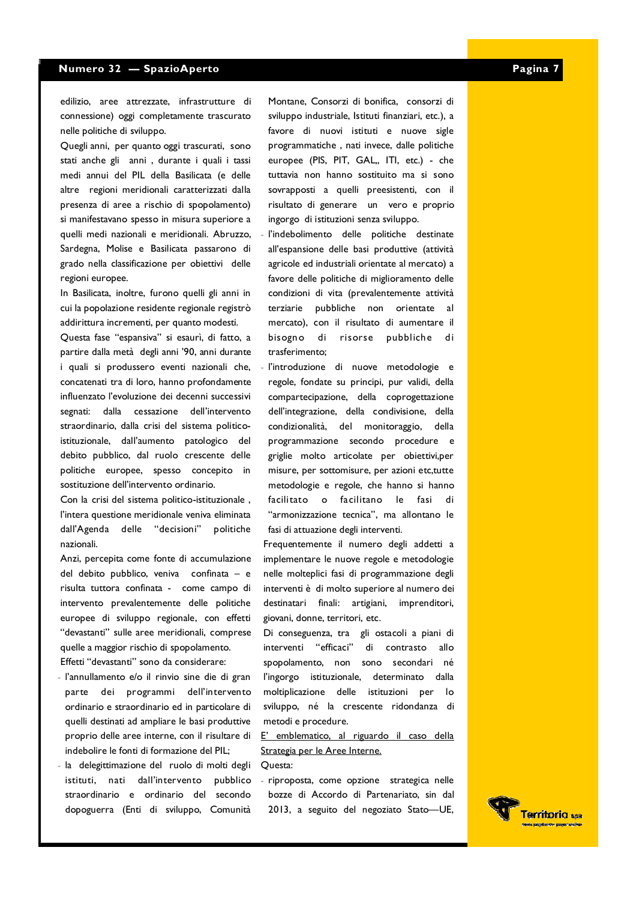edilizio, aree attrezzate, infrastrutture di connessione) oggi completamente trascurato nelle politiche di sviluppo.

Quegli anni, per quanto oggi trascurati, sono stati anche gli anni , durante i quali i tassi medi annui del PIL della Basilicata (e delle altre regioni meridionali caratterizzati dalla presenza di aree a rischio di spopolamento) si manifestavano spesso in misura superiore a quelli medi nazionali e meridionali. Abruzzo, Sardegna, Molise e Basilicata passarono di grado nella classificazione per obiettivi delle regioni europee.

In Basilicata, inoltre, furono quelli gli anni in cui la popolazione residente regionale registrò addirittura incrementi, per quanto modesti.

Questa fase "espansiva" si esaurì, di fatto, a partire dalla metà degli anni '90, anni durante i quali si produssero eventi nazionali che, concatenati tra di loro, hanno profondamente influenzato l'evoluzione dei decenni successivi segnati: dalla cessazione dell'intervento straordinario, dalla crisi del sistema politico-istituzionale, dall'aumento patologico del debito pubblico, dal ruolo crescente delle politiche europee, spesso concepito in sostituzione dell'intervento ordinario.

Con la crisi del sistema politico-istituzionale , l'intera questione meridionale veniva eliminata dall'Agenda delle "decisioni" politiche nazionali.

Anzi, percepita come fonte di accumulazione del debito pubblico, veniva confinata – e risulta tuttora confinata - come campo di intervento prevalentemente delle politiche europee di sviluppo regionale, con effetti "devastanti" sulle aree meridionali, comprese quelle a maggior rischio di spopolamento.

Effetti "devastanti" sono da considerare:

- l'annullamento e/o il rinvio sine die di gran parte dei programmi dell'intervento ordinario e straordinario ed in particolare di quelli destinati ad ampliare le basi produttive proprio delle aree interne, con il risultare di indebolire le fonti di formazione del PIL;
- la delegittimazione del ruolo di molti degli istituti, nati dall'intervento pubblico straordinario e ordinario del secondo dopoguerra (Enti di sviluppo, Comunità Montane, Consorzi di bonifica, consorzi di sviluppo industriale, Istituti finanziari, etc.), a favore di nuovi istituti e nuove sigle programmatiche , nati invece, dalle politiche europee (PIS, PIT, GAL,, ITI, etc.) - che tuttavia non hanno sostituito ma si sono sovrapposti a quelli preesistenti, con il risultato di generare un vero e proprio ingorgo di istituzioni senza sviluppo.
- l'indebolimento delle politiche destinate all'espansione delle basi produttive (attività agricole ed industriali orientate al mercato) a favore delle politiche di miglioramento delle condizioni di vita (prevalentemente attività terziarie pubbliche non orientate al mercato), con il risultato di aumentare il bisogno di risorse pubbliche di trasferimento;
- l'introduzione di nuove metodologie e regole, fondate su principi, pur validi, della compartecipazione, della coprogettazione dell'integrazione, della condivisione, della condizionalità, del monitoraggio, della programmazione secondo procedure e griglie molto articolate per obiettivi,per misure, per sottomisure, per azioni etc,tutte metodologie e regole, che hanno si hanno facilitato o facilitano le fasi di "armonizzazione tecnica", ma allontano le fasi di attuazione degli interventi.

Frequentemente il numero degli addetti a implementare le nuove regole e metodologie nelle molteplici fasi di programmazione degli interventi è di molto superiore al numero dei destinatari finali: artigiani, imprenditori, giovani, donne, territori, etc.

Di conseguenza, tra gli ostacoli a piani di interventi "efficaci" di contrasto allo spopolamento, non sono secondari né l'ingorgo istituzionale, determinato dalla moltiplicazione delle istituzioni per lo sviluppo, né la crescente ridondanza di metodi e procedure.

<u>E' emblematico, al riguardo il caso della Strategia per le Aree Interne.</u>

Questa:

- riproposta, come opzione strategica nelle bozze di Accordo di Partenariato, sin dal 2013, a seguito del negoziato Stato—UE,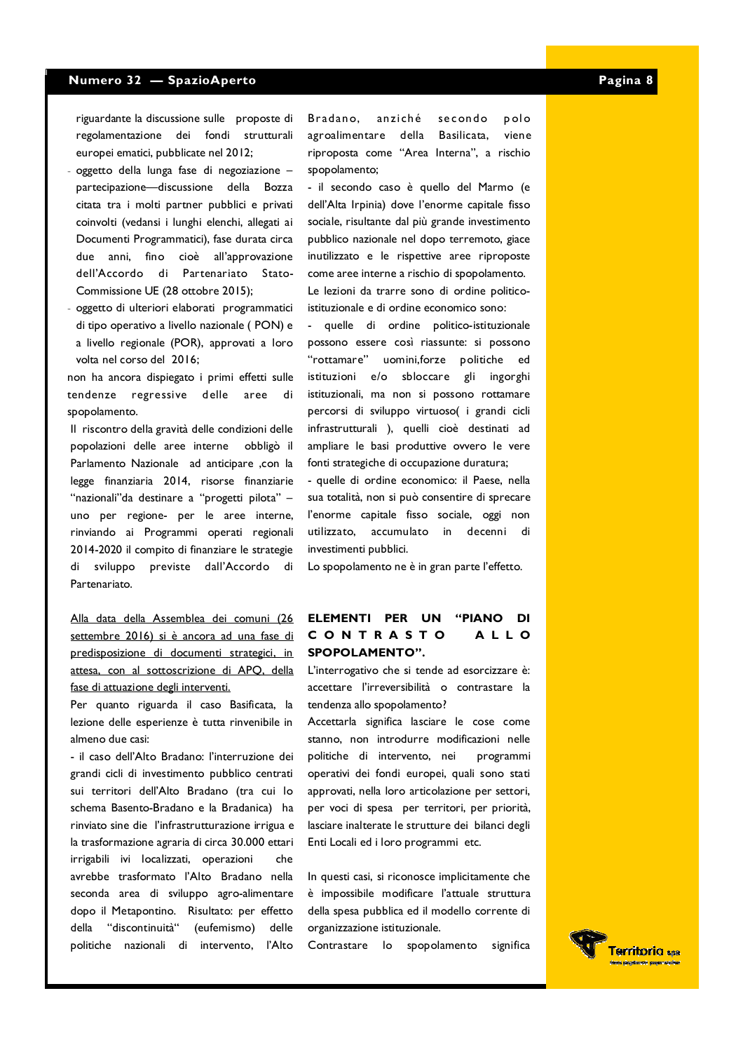riguardante la discussione sulle proposte di regolamentazione dei fondi strutturali europei ematici, pubblicate nel 2012;

- oggetto della lunga fase di negoziazione – partecipazione—discussione della Bozza citata tra i molti partner pubblici e privati coinvolti (vedansi i lunghi elenchi, allegati ai Documenti Programmatici), fase durata circa due anni, fino cioè all'approvazione dell'Accordo di Partenariato Stato-Commissione UE (28 ottobre 2015);
- oggetto di ulteriori elaborati programmatici di tipo operativo a livello nazionale ( PON) e a livello regionale (POR), approvati a loro volta nel corso del 2016;

non ha ancora dispiegato i primi effetti sulle tendenze regressive delle aree di spopolamento.

Il riscontro della gravità delle condizioni delle popolazioni delle aree interne obbligò il Parlamento Nazionale ad anticipare ,con la legge finanziaria 2014, risorse finanziarie "nazionali"da destinare a "progetti pilota" – uno per regione- per le aree interne, rinviando ai Programmi operati regionali 2014-2020 il compito di finanziare le strategie di sviluppo previste dall'Accordo di Partenariato.

Alla data della Assemblea dei comuni (26 settembre 2016) si è ancora ad una fase di predisposizione di documenti strategici, in attesa, con al sottoscrizione di APQ, della fase di attuazione degli interventi.

Per quanto riguarda il caso Basificata, la lezione delle esperienze è tutta rinvenibile in almeno due casi:

- il caso dell'Alto Bradano: l'interruzione dei grandi cicli di investimento pubblico centrati sui territori dell'Alto Bradano (tra cui lo schema Basento-Bradano e la Bradanica) ha rinviato sine die l'infrastrutturazione irrigua e la trasformazione agraria di circa 30.000 ettari irrigabili ivi localizzati, operazioni che avrebbe trasformato l'Alto Bradano nella seconda area di sviluppo agro-alimentare dopo il Metapontino. Risultato: per effetto della "discontinuità" (eufemismo) delle politiche nazionali di intervento, l'Alto Bradano, anziché secondo polo agroalimentare della Basilicata, viene riproposta come "Area Interna", a rischio spopolamento;

- il secondo caso è quello del Marmo (e dell'Alta Irpinia) dove l'enorme capitale fisso sociale, risultante dal più grande investimento pubblico nazionale nel dopo terremoto, giace inutilizzato e le rispettive aree riproposte come aree interne a rischio di spopolamento.

Le lezioni da trarre sono di ordine politico-istituzionale e di ordine economico sono:

- quelle di ordine politico-istituzionale possono essere così riassunte: si possono "rottamare" uomini,forze politiche ed istituzioni e/o sbloccare gli ingorghi istituzionali, ma non si possono rottamare percorsi di sviluppo virtuoso( i grandi cicli infrastrutturali ), quelli cioè destinati ad ampliare le basi produttive ovvero le vere fonti strategiche di occupazione duratura;

- quelle di ordine economico: il Paese, nella sua totalità, non si può consentire di sprecare l'enorme capitale fisso sociale, oggi non utilizzato, accumulato in decenni di investimenti pubblici.

Lo spopolamento ne è in gran parte l'effetto.

## ELEMENTI PER UN "PIANO DI CONTRASTO ALLO SPOPOLAMENTO".

L'interrogativo che si tende ad esorcizzare è: accettare l'irreversibilità o contrastare la tendenza allo spopolamento?

Accettarla significa lasciare le cose come stanno, non introdurre modificazioni nelle politiche di intervento, nei programmi operativi dei fondi europei, quali sono stati approvati, nella loro articolazione per settori, per voci di spesa per territori, per priorità, lasciare inalterate le strutture dei bilanci degli Enti Locali ed i loro programmi etc.

In questi casi, si riconosce implicitamente che è impossibile modificare l'attuale struttura della spesa pubblica ed il modello corrente di organizzazione istituzionale.

Contrastare lo spopolamento significa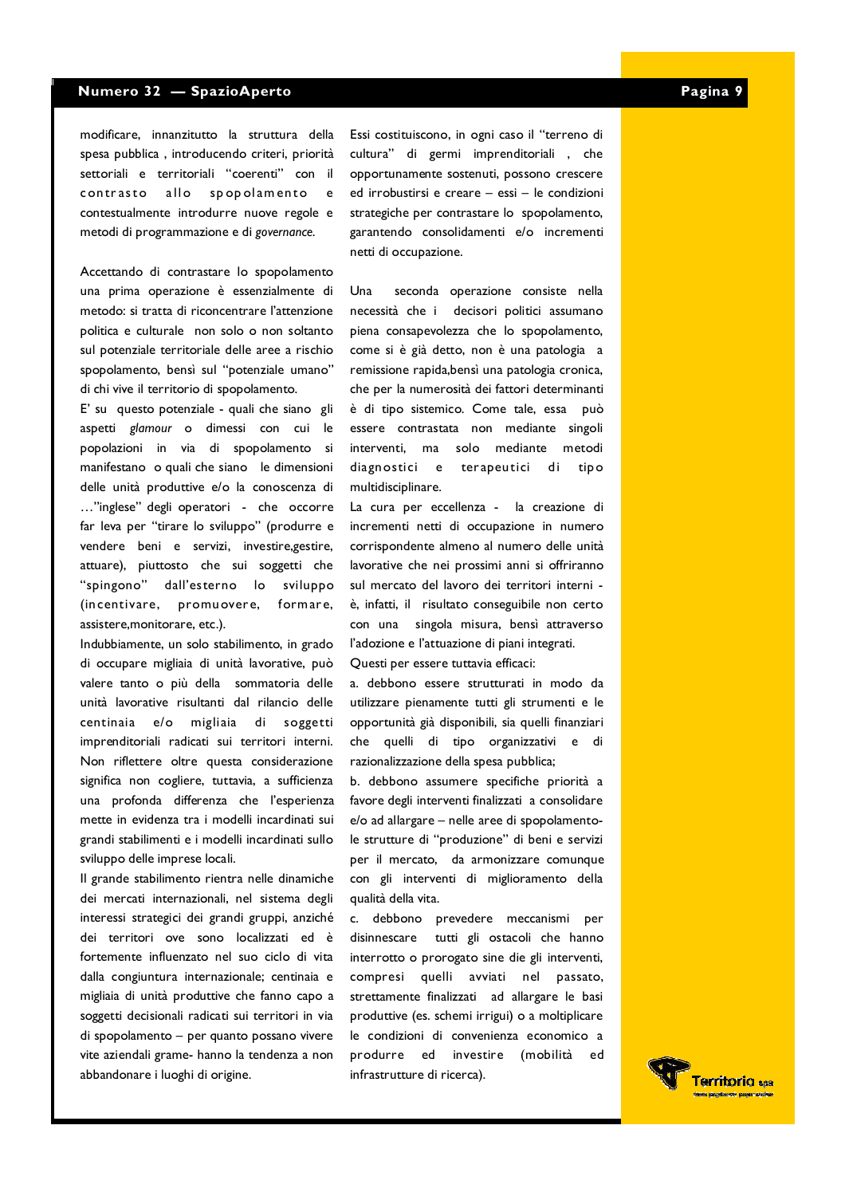modificare, innanzitutto la struttura della spesa pubblica , introducendo criteri, priorità settoriali e territoriali "coerenti" con il contrasto allo spopolamento e contestualmente introdurre nuove regole e metodi di programmazione e di *governance*.

Accettando di contrastare lo spopolamento una prima operazione è essenzialmente di metodo: si tratta di riconcentrare l'attenzione politica e culturale non solo o non soltanto sul potenziale territoriale delle aree a rischio spopolamento, bensì sul "potenziale umano" di chi vive il territorio di spopolamento.

E' su questo potenziale - quali che siano gli aspetti *glamour* o dimessi con cui le popolazioni in via di spopolamento si manifestano o quali che siano le dimensioni delle unità produttive e/o la conoscenza di …"inglese" degli operatori - che occorre far leva per "tirare lo sviluppo" (produrre e vendere beni e servizi, investire,gestire, attuare), piuttosto che sui soggetti che "spingono" dall'esterno lo sviluppo (incentivare, promuovere, formare, assistere,monitorare, etc.).

Indubbiamente, un solo stabilimento, in grado di occupare migliaia di unità lavorative, può valere tanto o più della sommatoria delle unità lavorative risultanti dal rilancio delle centinaia e/o migliaia di soggetti imprenditoriali radicati sui territori interni. Non riflettere oltre questa considerazione significa non cogliere, tuttavia, a sufficienza una profonda differenza che l'esperienza mette in evidenza tra i modelli incardinati sui grandi stabilimenti e i modelli incardinati sullo sviluppo delle imprese locali.

Il grande stabilimento rientra nelle dinamiche dei mercati internazionali, nel sistema degli interessi strategici dei grandi gruppi, anziché dei territori ove sono localizzati ed è fortemente influenzato nel suo ciclo di vita dalla congiuntura internazionale; centinaia e migliaia di unità produttive che fanno capo a soggetti decisionali radicati sui territori in via di spopolamento – per quanto possano vivere vite aziendali grame- hanno la tendenza a non abbandonare i luoghi di origine.

Essi costituiscono, in ogni caso il "terreno di cultura" di germi imprenditoriali , che opportunamente sostenuti, possono crescere ed irrobustirsi e creare – essi – le condizioni strategiche per contrastare lo spopolamento, garantendo consolidamenti e/o incrementi netti di occupazione.

Una seconda operazione consiste nella necessità che i decisori politici assumano piena consapevolezza che lo spopolamento, come si è già detto, non è una patologia a remissione rapida,bensì una patologia cronica, che per la numerosità dei fattori determinanti è di tipo sistemico. Come tale, essa può essere contrastata non mediante singoli interventi, ma solo mediante metodi diagnostici e terapeutici di tipo multidisciplinare.

La cura per eccellenza - la creazione di incrementi netti di occupazione in numero corrispondente almeno al numero delle unità lavorative che nei prossimi anni si offriranno sul mercato del lavoro dei territori interni - è, infatti, il risultato conseguibile non certo con una singola misura, bensì attraverso l'adozione e l'attuazione di piani integrati.

Questi per essere tuttavia efficaci:

a. debbono essere strutturati in modo da utilizzare pienamente tutti gli strumenti e le opportunità già disponibili, sia quelli finanziari che quelli di tipo organizzativi e di razionalizzazione della spesa pubblica;

b. debbono assumere specifiche priorità a favore degli interventi finalizzati a consolidare e/o ad allargare – nelle aree di spopolamento- le strutture di "produzione" di beni e servizi per il mercato, da armonizzare comunque con gli interventi di miglioramento della qualità della vita.

c. debbono prevedere meccanismi per disinnescare tutti gli ostacoli che hanno interrotto o prorogato sine die gli interventi, compresi quelli avviati nel passato, strettamente finalizzati ad allargare le basi produttive (es. schemi irrigui) o a moltiplicare le condizioni di convenienza economico a produrre ed investire (mobilità ed infrastrutture di ricerca).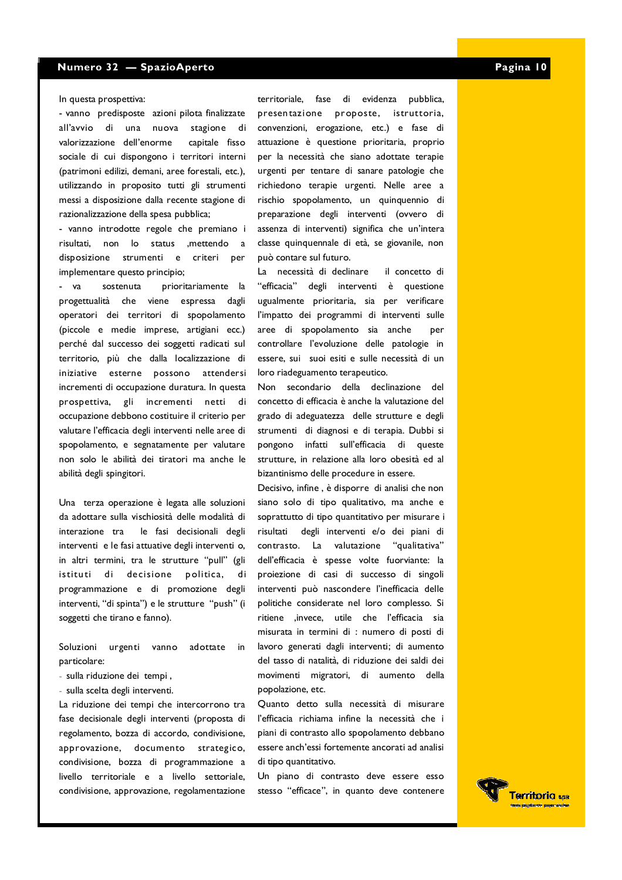In questa prospettiva:

- vanno predisposte azioni pilota finalizzate all'avvio di una nuova stagione di valorizzazione dell'enorme capitale fisso sociale di cui dispongono i territori interni (patrimoni edilizi, demani, aree forestali, etc.), utilizzando in proposito tutti gli strumenti messi a disposizione dalla recente stagione di razionalizzazione della spesa pubblica;
- vanno introdotte regole che premiano i risultati, non lo status ,mettendo a disposizione strumenti e criteri per implementare questo principio;
- va sostenuta prioritariamente la progettualità che viene espressa dagli operatori dei territori di spopolamento (piccole e medie imprese, artigiani ecc.) perché dal successo dei soggetti radicati sul territorio, più che dalla localizzazione di iniziative esterne possono attendersi incrementi di occupazione duratura. In questa prospettiva, gli incrementi netti di occupazione debbono costituire il criterio per valutare l'efficacia degli interventi nelle aree di spopolamento, e segnatamente per valutare non solo le abilità dei tiratori ma anche le abilità degli spingitori.

Una terza operazione è legata alle soluzioni da adottare sulla vischiosità delle modalità di interazione tra le fasi decisionali degli interventi e le fasi attuative degli interventi o, in altri termini, tra le strutture "pull" (gli istituti di decisione politica, di programmazione e di promozione degli interventi, "di spinta") e le strutture "push" (i soggetti che tirano e fanno).

Soluzioni urgenti vanno adottate in particolare:

- sulla riduzione dei tempi ,
- sulla scelta degli interventi.

La riduzione dei tempi che intercorrono tra fase decisionale degli interventi (proposta di regolamento, bozza di accordo, condivisione, approvazione, documento strategico, condivisione, bozza di programmazione a livello territoriale e a livello settoriale, condivisione, approvazione, regolamentazione territoriale, fase di evidenza pubblica, presentazione proposte, istruttoria, convenzioni, erogazione, etc.) e fase di attuazione è questione prioritaria, proprio per la necessità che siano adottate terapie urgenti per tentare di sanare patologie che richiedono terapie urgenti. Nelle aree a rischio spopolamento, un quinquennio di preparazione degli interventi (ovvero di assenza di interventi) significa che un'intera classe quinquennale di età, se giovanile, non può contare sul futuro.

La necessità di declinare il concetto di "efficacia" degli interventi è questione ugualmente prioritaria, sia per verificare l'impatto dei programmi di interventi sulle aree di spopolamento sia anche per controllare l'evoluzione delle patologie in essere, sui suoi esiti e sulle necessità di un loro riadeguamento terapeutico.

Non secondario della declinazione del concetto di efficacia è anche la valutazione del grado di adeguatezza delle strutture e degli strumenti di diagnosi e di terapia. Dubbi si pongono infatti sull'efficacia di queste strutture, in relazione alla loro obesità ed al bizantinismo delle procedure in essere.

Decisivo, infine , è disporre di analisi che non siano solo di tipo qualitativo, ma anche e soprattutto di tipo quantitativo per misurare i risultati degli interventi e/o dei piani di contrasto. La valutazione "qualitativa" dell'efficacia è spesse volte fuorviante: la proiezione di casi di successo di singoli interventi può nascondere l'inefficacia delle politiche considerate nel loro complesso. Si ritiene ,invece, utile che l'efficacia sia misurata in termini di : numero di posti di lavoro generati dagli interventi; di aumento del tasso di natalità, di riduzione dei saldi dei movimenti migratori, di aumento della popolazione, etc.

Quanto detto sulla necessità di misurare l'efficacia richiama infine la necessità che i piani di contrasto allo spopolamento debbano essere anch'essi fortemente ancorati ad analisi di tipo quantitativo.

Un piano di contrasto deve essere esso stesso "efficace", in quanto deve contenere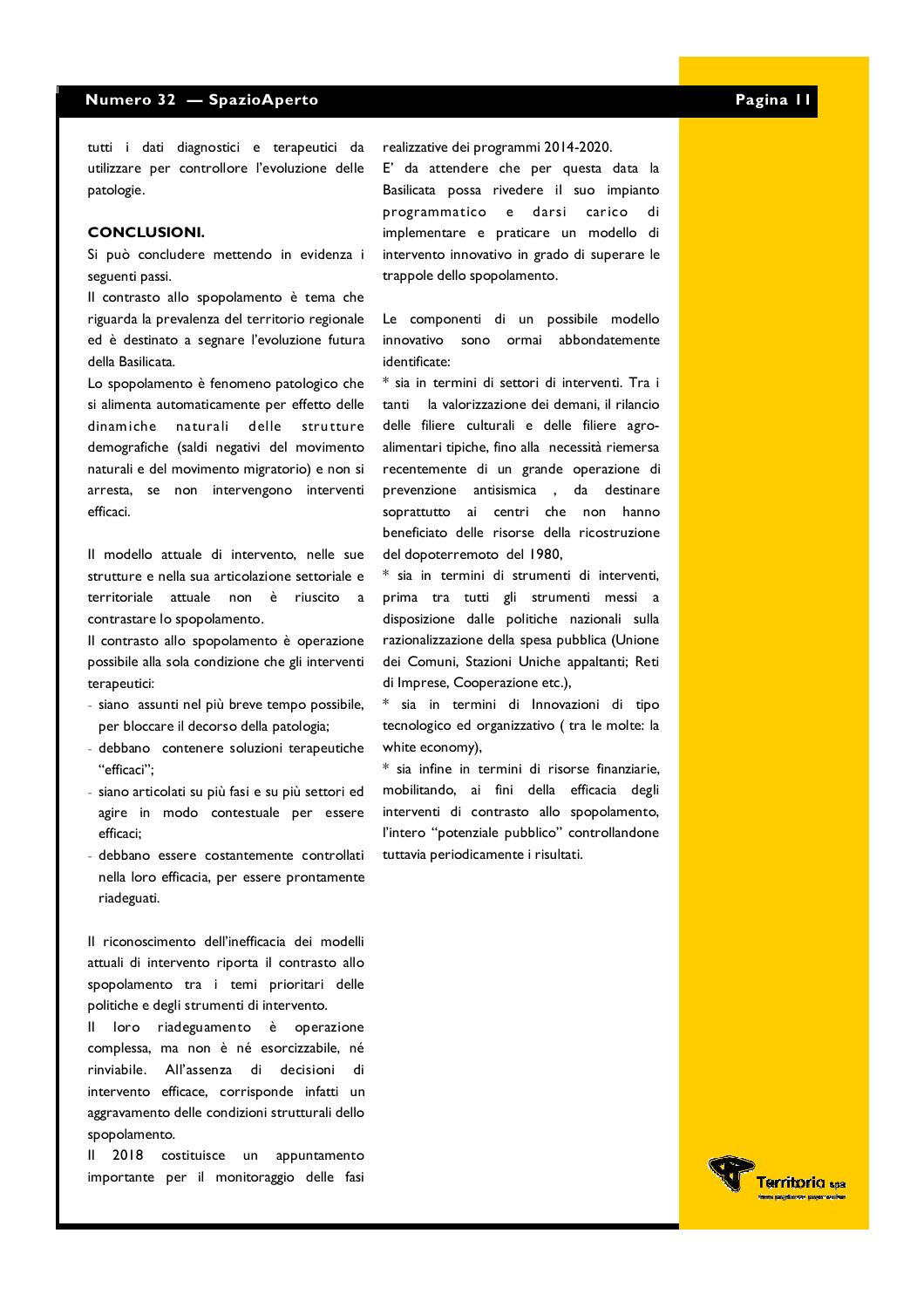tutti i dati diagnostici e terapeutici da utilizzare per controllore l'evoluzione delle patologie.

**CONCLUSIONI.**

Si può concludere mettendo in evidenza i seguenti passi.

Il contrasto allo spopolamento è tema che riguarda la prevalenza del territorio regionale ed è destinato a segnare l'evoluzione futura della Basilicata.

Lo spopolamento è fenomeno patologico che si alimenta automaticamente per effetto delle dinamiche naturali delle strutture demografiche (saldi negativi del movimento naturali e del movimento migratorio) e non si arresta, se non intervengono interventi efficaci.

Il modello attuale di intervento, nelle sue strutture e nella sua articolazione settoriale e territoriale attuale non è riuscito a contrastare lo spopolamento.

Il contrasto allo spopolamento è operazione possibile alla sola condizione che gli interventi terapeutici:

- siano assunti nel più breve tempo possibile, per bloccare il decorso della patologia;
- debbano contenere soluzioni terapeutiche "efficaci";
- siano articolati su più fasi e su più settori ed agire in modo contestuale per essere efficaci;
- debbano essere costantemente controllati nella loro efficacia, per essere prontamente riadeguati.

Il riconoscimento dell'inefficacia dei modelli attuali di intervento riporta il contrasto allo spopolamento tra i temi prioritari delle politiche e degli strumenti di intervento.

Il loro riadeguamento è operazione complessa, ma non è né esorcizzabile, né rinviabile. All'assenza di decisioni di intervento efficace, corrisponde infatti un aggravamento delle condizioni strutturali dello spopolamento.

Il 2018 costituisce un appuntamento importante per il monitoraggio delle fasi realizzative dei programmi 2014-2020.

E' da attendere che per questa data la Basilicata possa rivedere il suo impianto programmatico e darsi carico di implementare e praticare un modello di intervento innovativo in grado di superare le trappole dello spopolamento.

Le componenti di un possibile modello innovativo sono ormai abbondatemente identificate:

* sia in termini di settori di interventi. Tra i tanti la valorizzazione dei demani, il rilancio delle filiere culturali e delle filiere agro-alimentari tipiche, fino alla necessità riemersa recentemente di un grande operazione di prevenzione antisismica , da destinare soprattutto ai centri che non hanno beneficiato delle risorse della ricostruzione del dopoterremoto del 1980,

* sia in termini di strumenti di interventi, prima tra tutti gli strumenti messi a disposizione dalle politiche nazionali sulla razionalizzazione della spesa pubblica (Unione dei Comuni, Stazioni Uniche appaltanti; Reti di Imprese, Cooperazione etc.),

* sia in termini di Innovazioni di tipo tecnologico ed organizzativo ( tra le molte: la white economy),

* sia infine in termini di risorse finanziarie, mobilitando, ai fini della efficacia degli interventi di contrasto allo spopolamento, l'intero "potenziale pubblico" controllandone tuttavia periodicamente i risultati.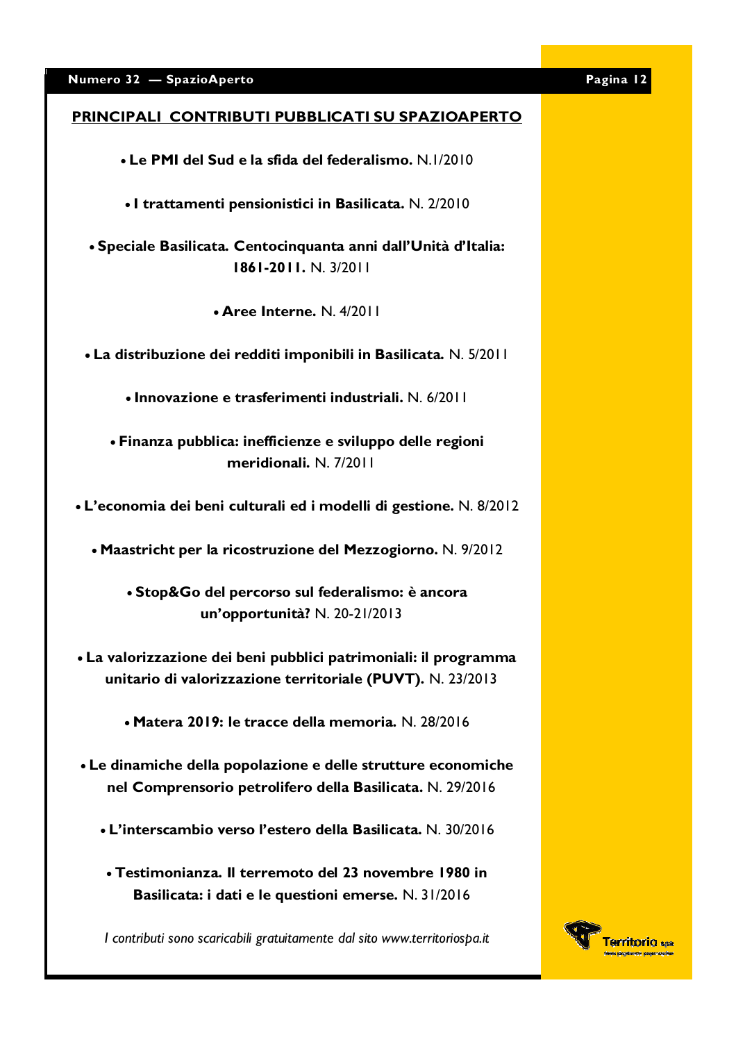## PRINCIPALI CONTRIBUTI PUBBLICATI SU SPAZIOAPERTO

- **Le PMI del Sud e la sfida del federalismo.** N.1/2010
- **I trattamenti pensionistici in Basilicata.** N. 2/2010
- **Speciale Basilicata. Centocinquanta anni dall'Unità d'Italia: 1861-2011.** N. 3/2011
- **Aree Interne.** N. 4/2011
- **La distribuzione dei redditi imponibili in Basilicata.** N. 5/2011
- **Innovazione e trasferimenti industriali.** N. 6/2011
- **Finanza pubblica: inefficienze e sviluppo delle regioni meridionali.** N. 7/2011
- **L'economia dei beni culturali ed i modelli di gestione.** N. 8/2012
- **Maastricht per la ricostruzione del Mezzogiorno.** N. 9/2012
- **Stop&Go del percorso sul federalismo: è ancora un'opportunità?** N. 20-21/2013
- **La valorizzazione dei beni pubblici patrimoniali: il programma unitario di valorizzazione territoriale (PUVT).** N. 23/2013
- **Matera 2019: le tracce della memoria.** N. 28/2016
- **Le dinamiche della popolazione e delle strutture economiche nel Comprensorio petrolifero della Basilicata.** N. 29/2016
- **L'interscambio verso l'estero della Basilicata.** N. 30/2016
- **Testimonianza. Il terremoto del 23 novembre 1980 in Basilicata: i dati e le questioni emerse.** N. 31/2016

*I contributi sono scaricabili gratuitamente dal sito www.territoriospa.it*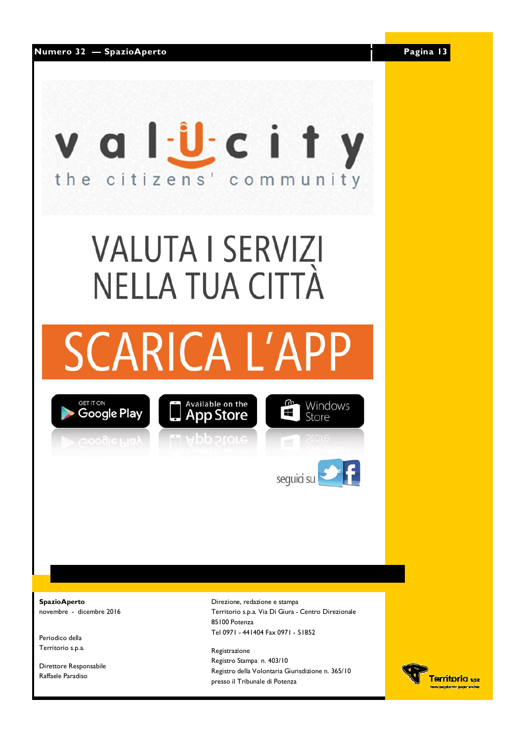valucity

the citizens' community

# VALUTA I SERVIZI NELLA TUA CITTÀ

## SCARICA L'APP

GET IT ON Google Play

Available on the App Store

Windows Store

seguici su

**SpazioAperto**
novembre - dicembre 2016

Periodico della
Territorio s.p.a.

Direttore Responsabile
Raffaele Paradiso

Direzione, redazione e stampa
Territorio s.p.a. Via Di Giura - Centro Direzionale
85100 Potenza
Tel 0971 - 441404 Fax 0971 - 51852

Registrazione
Registro Stampa n. 403/10
Registro della Volontaria Giurisdizione n. 365/10
presso il Tribunale di Potenza

Territorio spa